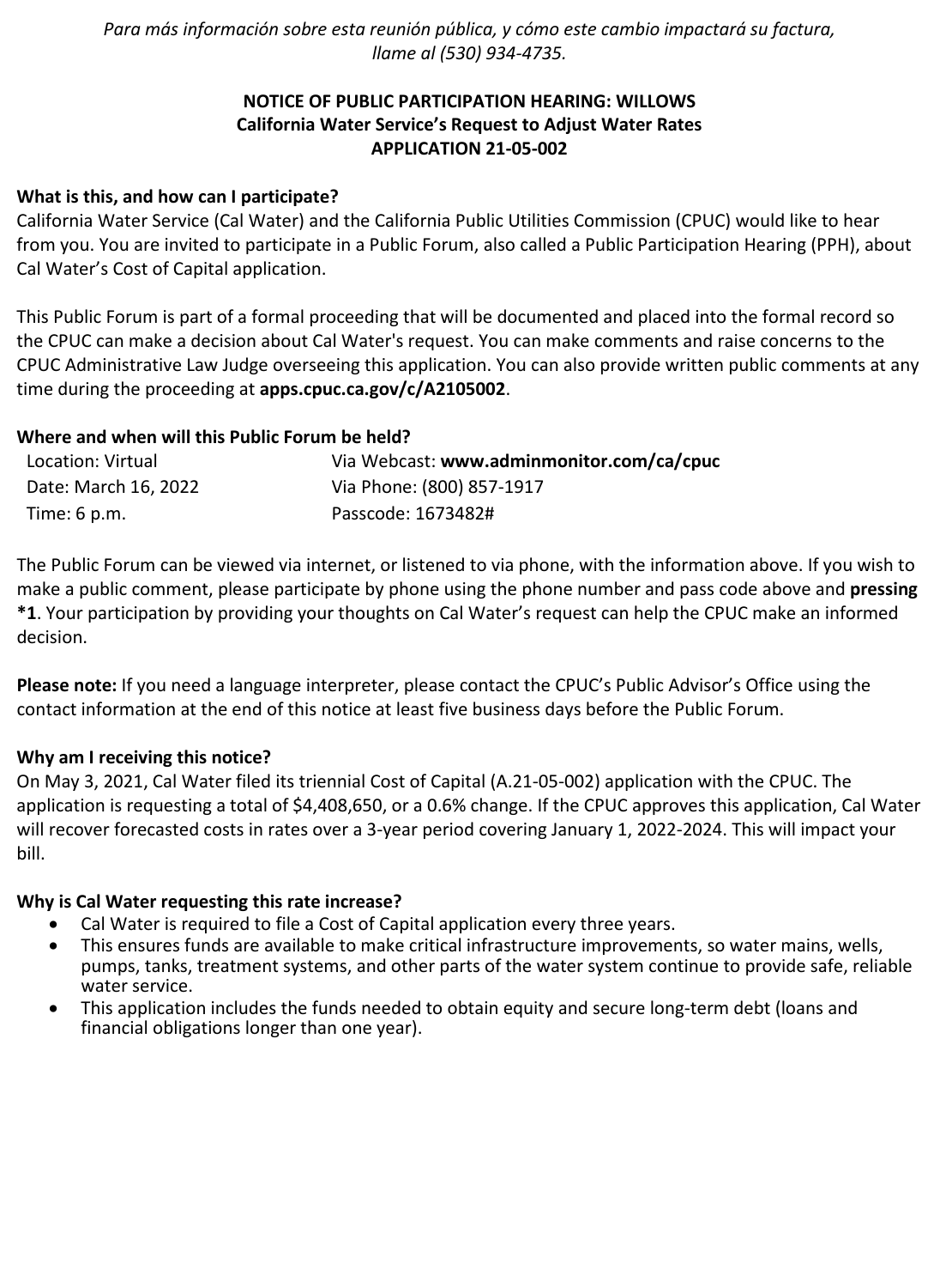*Para más información sobre esta reunión pública, y cómo este cambio impactará su factura, llame al (530) 934-4735.*

**NOTICE OF PUBLIC PARTICIPATION HEARING: WILLOWS**
**California Water Service's Request to Adjust Water Rates**
**APPLICATION 21-05-002**

**What is this, and how can I participate?**

California Water Service (Cal Water) and the California Public Utilities Commission (CPUC) would like to hear from you. You are invited to participate in a Public Forum, also called a Public Participation Hearing (PPH), about Cal Water's Cost of Capital application.

This Public Forum is part of a formal proceeding that will be documented and placed into the formal record so the CPUC can make a decision about Cal Water's request. You can make comments and raise concerns to the CPUC Administrative Law Judge overseeing this application. You can also provide written public comments at any time during the proceeding at **apps.cpuc.ca.gov/c/A2105002**.

**Where and when will this Public Forum be held?**

| | |
|---|---|
| Location: Virtual | Via Webcast: **www.adminmonitor.com/ca/cpuc** |
| Date: March 16, 2022 | Via Phone: (800) 857-1917 |
| Time: 6 p.m. | Passcode: 1673482# |

The Public Forum can be viewed via internet, or listened to via phone, with the information above. If you wish to make a public comment, please participate by phone using the phone number and pass code above and **pressing *1**. Your participation by providing your thoughts on Cal Water's request can help the CPUC make an informed decision.

**Please note:** If you need a language interpreter, please contact the CPUC's Public Advisor's Office using the contact information at the end of this notice at least five business days before the Public Forum.

**Why am I receiving this notice?**

On May 3, 2021, Cal Water filed its triennial Cost of Capital (A.21-05-002) application with the CPUC. The application is requesting a total of $4,408,650, or a 0.6% change. If the CPUC approves this application, Cal Water will recover forecasted costs in rates over a 3-year period covering January 1, 2022-2024. This will impact your bill.

**Why is Cal Water requesting this rate increase?**

- Cal Water is required to file a Cost of Capital application every three years.
- This ensures funds are available to make critical infrastructure improvements, so water mains, wells, pumps, tanks, treatment systems, and other parts of the water system continue to provide safe, reliable water service.
- This application includes the funds needed to obtain equity and secure long-term debt (loans and financial obligations longer than one year).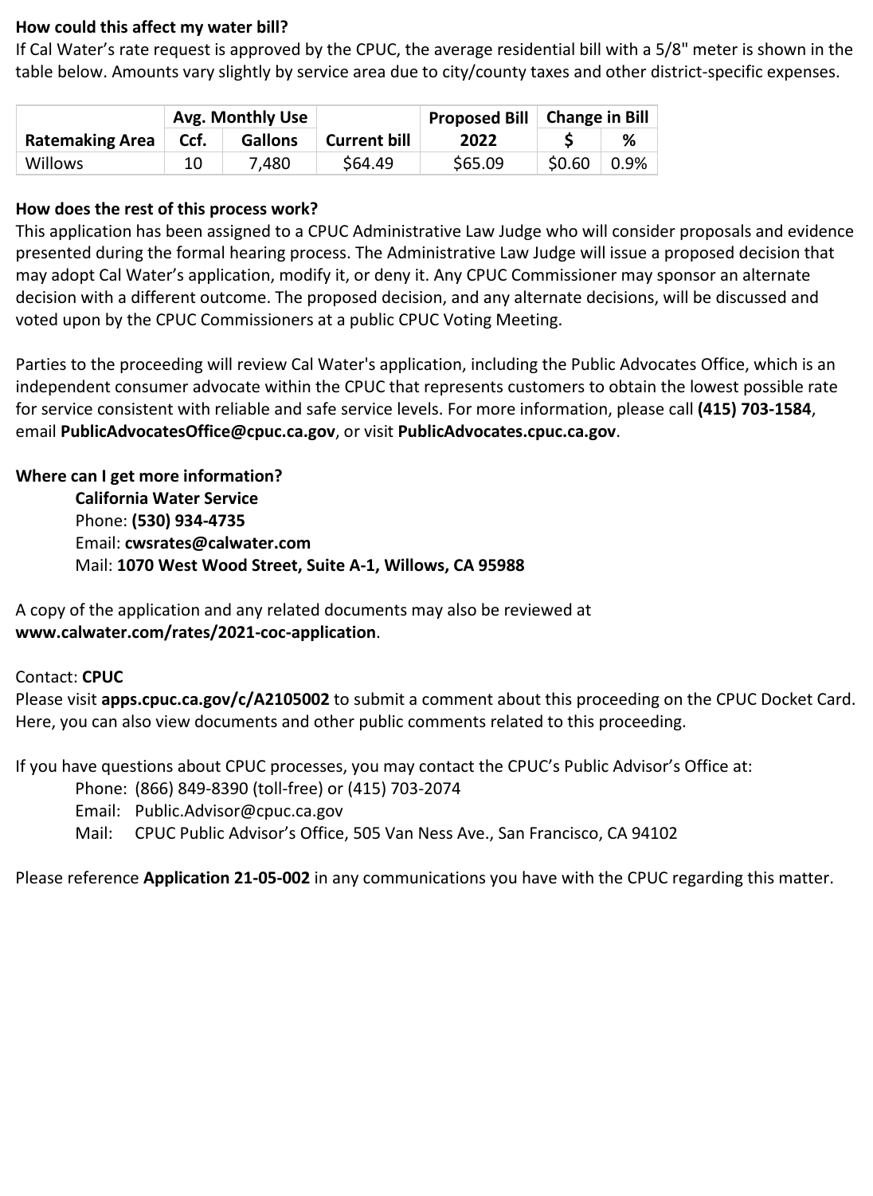**How could this affect my water bill?**

If Cal Water's rate request is approved by the CPUC, the average residential bill with a 5/8" meter is shown in the table below. Amounts vary slightly by service area due to city/county taxes and other district-specific expenses.

| | Avg. Monthly Use | | | Proposed Bill | Change in Bill | |
|---|---|---|---|---|---|---|
| **Ratemaking Area** | **Ccf.** | **Gallons** | **Current bill** | **2022** | **$** | **%** |
| Willows | 10 | 7,480 | $64.49 | $65.09 | $0.60 | 0.9% |

**How does the rest of this process work?**

This application has been assigned to a CPUC Administrative Law Judge who will consider proposals and evidence presented during the formal hearing process. The Administrative Law Judge will issue a proposed decision that may adopt Cal Water's application, modify it, or deny it. Any CPUC Commissioner may sponsor an alternate decision with a different outcome. The proposed decision, and any alternate decisions, will be discussed and voted upon by the CPUC Commissioners at a public CPUC Voting Meeting.

Parties to the proceeding will review Cal Water's application, including the Public Advocates Office, which is an independent consumer advocate within the CPUC that represents customers to obtain the lowest possible rate for service consistent with reliable and safe service levels. For more information, please call **(415) 703-1584**, email **PublicAdvocatesOffice@cpuc.ca.gov**, or visit **PublicAdvocates.cpuc.ca.gov**.

**Where can I get more information?**

**California Water Service**
Phone: **(530) 934-4735**
Email: **cwsrates@calwater.com**
Mail: **1070 West Wood Street, Suite A-1, Willows, CA 95988**

A copy of the application and any related documents may also be reviewed at **www.calwater.com/rates/2021-coc-application**.

Contact: **CPUC**

Please visit **apps.cpuc.ca.gov/c/A2105002** to submit a comment about this proceeding on the CPUC Docket Card. Here, you can also view documents and other public comments related to this proceeding.

If you have questions about CPUC processes, you may contact the CPUC's Public Advisor's Office at:

Phone: (866) 849-8390 (toll-free) or (415) 703-2074
Email: Public.Advisor@cpuc.ca.gov
Mail: CPUC Public Advisor's Office, 505 Van Ness Ave., San Francisco, CA 94102

Please reference **Application 21-05-002** in any communications you have with the CPUC regarding this matter.